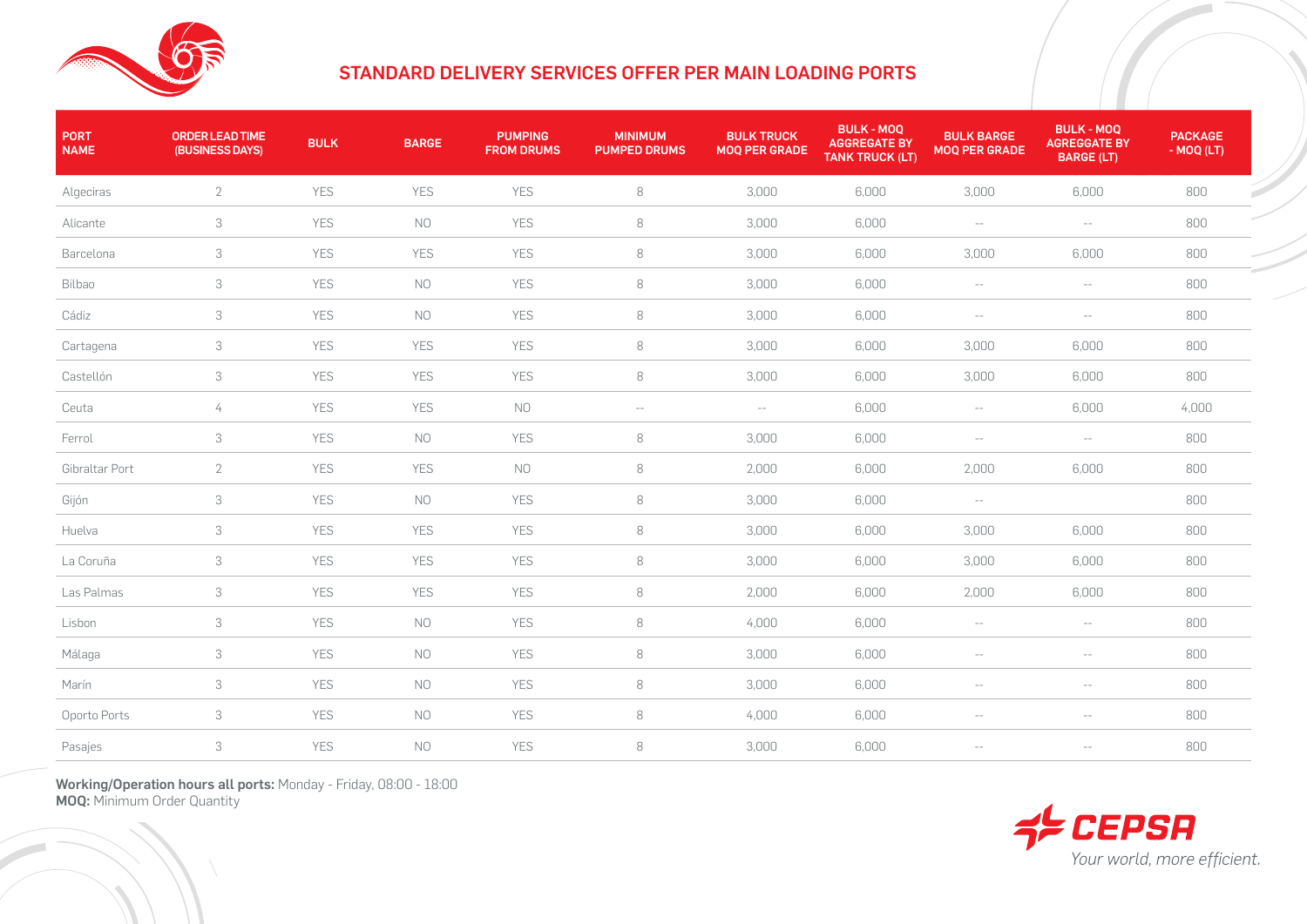# STANDARD DELIVERY SERVICES OFFER PER MAIN LOADING PORTS

| PORT NAME | ORDER LEAD TIME (BUSINESS DAYS) | BULK | BARGE | PUMPING FROM DRUMS | MINIMUM PUMPED DRUMS | BULK TRUCK MOQ PER GRADE | BULK - MOQ AGGREGATE BY TANK TRUCK (LT) | BULK BARGE MOQ PER GRADE | BULK - MOQ AGREGGATE BY BARGE (LT) | PACKAGE - MOQ (LT) |
|---|---|---|---|---|---|---|---|---|---|---|
| Algeciras | 2 | YES | YES | YES | 8 | 3,000 | 6,000 | 3,000 | 6,000 | 800 |
| Alicante | 3 | YES | NO | YES | 8 | 3,000 | 6,000 | -- | -- | 800 |
| Barcelona | 3 | YES | YES | YES | 8 | 3,000 | 6,000 | 3,000 | 6,000 | 800 |
| Bilbao | 3 | YES | NO | YES | 8 | 3,000 | 6,000 | -- | -- | 800 |
| Cádiz | 3 | YES | NO | YES | 8 | 3,000 | 6,000 | -- | -- | 800 |
| Cartagena | 3 | YES | YES | YES | 8 | 3,000 | 6,000 | 3,000 | 6,000 | 800 |
| Castellón | 3 | YES | YES | YES | 8 | 3,000 | 6,000 | 3,000 | 6,000 | 800 |
| Ceuta | 4 | YES | YES | NO | -- | -- | 6,000 | -- | 6,000 | 4,000 |
| Ferrol | 3 | YES | NO | YES | 8 | 3,000 | 6,000 | -- | -- | 800 |
| Gibraltar Port | 2 | YES | YES | NO | 8 | 2,000 | 6,000 | 2,000 | 6,000 | 800 |
| Gijón | 3 | YES | NO | YES | 8 | 3,000 | 6,000 | -- | | 800 |
| Huelva | 3 | YES | YES | YES | 8 | 3,000 | 6,000 | 3,000 | 6,000 | 800 |
| La Coruña | 3 | YES | YES | YES | 8 | 3,000 | 6,000 | 3,000 | 6,000 | 800 |
| Las Palmas | 3 | YES | YES | YES | 8 | 2,000 | 6,000 | 2,000 | 6,000 | 800 |
| Lisbon | 3 | YES | NO | YES | 8 | 4,000 | 6,000 | -- | -- | 800 |
| Málaga | 3 | YES | NO | YES | 8 | 3,000 | 6,000 | -- | -- | 800 |
| Marín | 3 | YES | NO | YES | 8 | 3,000 | 6,000 | -- | -- | 800 |
| Oporto Ports | 3 | YES | NO | YES | 8 | 4,000 | 6,000 | -- | -- | 800 |
| Pasajes | 3 | YES | NO | YES | 8 | 3,000 | 6,000 | -- | -- | 800 |

**Working/Operation hours all ports:** Monday - Friday, 08:00 - 18:00
**MOQ:** Minimum Order Quantity

CEPSA
*Your world, more efficient.*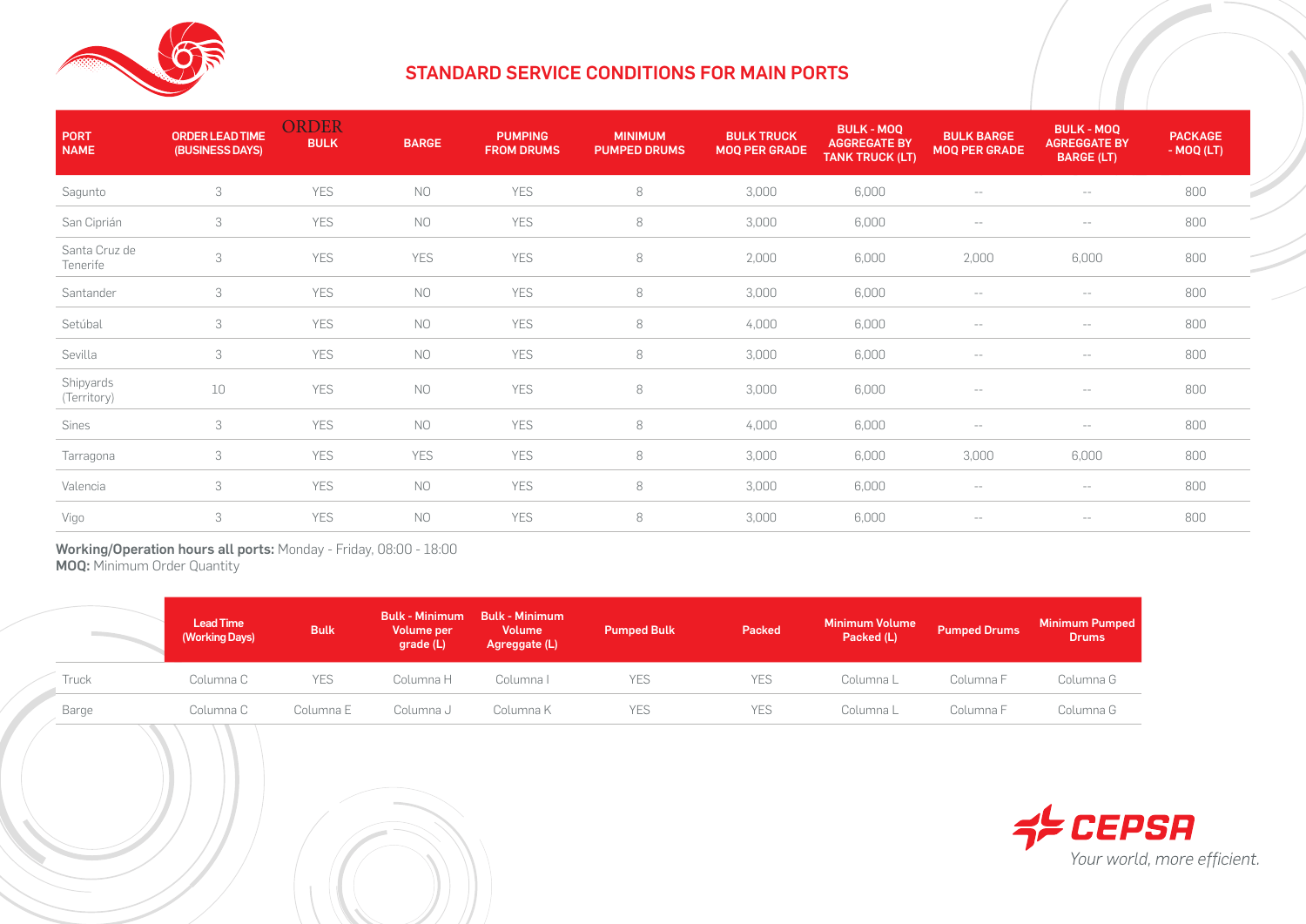# STANDARD SERVICE CONDITIONS FOR MAIN PORTS

| PORT NAME | ORDER LEAD TIME (BUSINESS DAYS) | ORDER BULK | BARGE | PUMPING FROM DRUMS | MINIMUM PUMPED DRUMS | BULK TRUCK MOQ PER GRADE | BULK - MOQ AGGREGATE BY TANK TRUCK (LT) | BULK BARGE MOQ PER GRADE | BULK - MOQ AGREGGATE BY BARGE (LT) | PACKAGE - MOQ (LT) |
|---|---|---|---|---|---|---|---|---|---|---|
| Sagunto | 3 | YES | NO | YES | 8 | 3,000 | 6,000 | -- | -- | 800 |
| San Ciprián | 3 | YES | NO | YES | 8 | 3,000 | 6,000 | -- | -- | 800 |
| Santa Cruz de Tenerife | 3 | YES | YES | YES | 8 | 2,000 | 6,000 | 2,000 | 6,000 | 800 |
| Santander | 3 | YES | NO | YES | 8 | 3,000 | 6,000 | -- | -- | 800 |
| Setúbal | 3 | YES | NO | YES | 8 | 4,000 | 6,000 | -- | -- | 800 |
| Sevilla | 3 | YES | NO | YES | 8 | 3,000 | 6,000 | -- | -- | 800 |
| Shipyards (Territory) | 10 | YES | NO | YES | 8 | 3,000 | 6,000 | -- | -- | 800 |
| Sines | 3 | YES | NO | YES | 8 | 4,000 | 6,000 | -- | -- | 800 |
| Tarragona | 3 | YES | YES | YES | 8 | 3,000 | 6,000 | 3,000 | 6,000 | 800 |
| Valencia | 3 | YES | NO | YES | 8 | 3,000 | 6,000 | -- | -- | 800 |
| Vigo | 3 | YES | NO | YES | 8 | 3,000 | 6,000 | -- | -- | 800 |

**Working/Operation hours all ports:** Monday - Friday, 08:00 - 18:00
**MOQ:** Minimum Order Quantity

| | Lead Time (Working Days) | Bulk | Bulk - Minimum Volume per grade (L) | Bulk - Minimum Volume Agreggate (L) | Pumped Bulk | Packed | Minimum Volume Packed (L) | Pumped Drums | Minimum Pumped Drums |
|---|---|---|---|---|---|---|---|---|---|
| Truck | Columna C | YES | Columna H | Columna I | YES | YES | Columna L | Columna F | Columna G |
| Barge | Columna C | Columna E | Columna J | Columna K | YES | YES | Columna L | Columna F | Columna G |

CEPSA
*Your world, more efficient.*